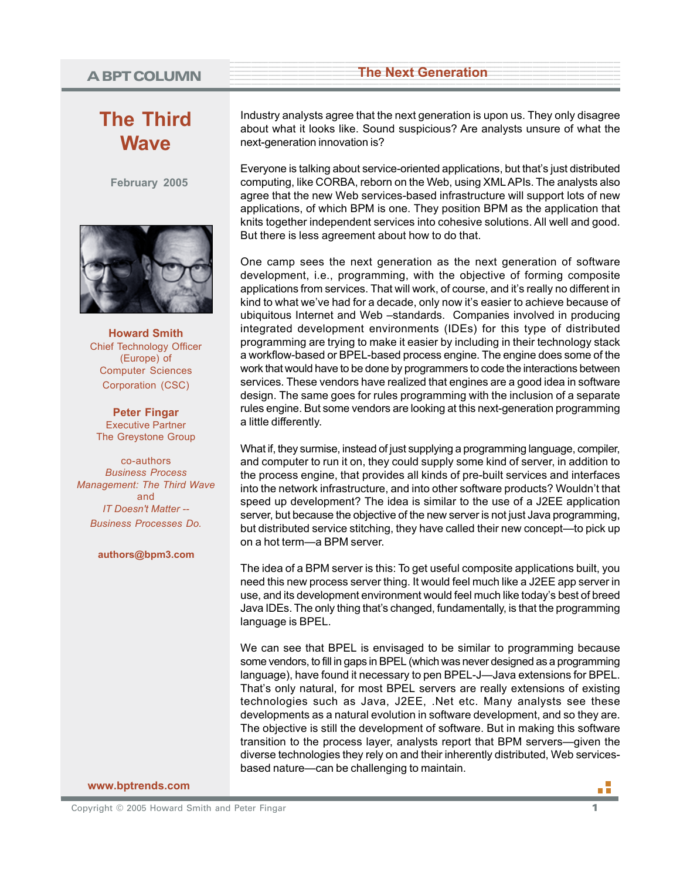A BPT COLUMN

# The Third Wave

## The Next Generation

February 2005

**Howard Smith**
Chief Technology Officer (Europe) of Computer Sciences Corporation (CSC)

**Peter Fingar**
Executive Partner
The Greystone Group

co-authors
*Business Process Management: The Third Wave*
and
*IT Doesn't Matter -- Business Processes Do.*

**authors@bpm3.com**

Industry analysts agree that the next generation is upon us. They only disagree about what it looks like. Sound suspicious? Are analysts unsure of what the next-generation innovation is?

Everyone is talking about service-oriented applications, but that's just distributed computing, like CORBA, reborn on the Web, using XML APIs. The analysts also agree that the new Web services-based infrastructure will support lots of new applications, of which BPM is one. They position BPM as the application that knits together independent services into cohesive solutions. All well and good. But there is less agreement about how to do that.

One camp sees the next generation as the next generation of software development, i.e., programming, with the objective of forming composite applications from services. That will work, of course, and it's really no different in kind to what we've had for a decade, only now it's easier to achieve because of ubiquitous Internet and Web –standards. Companies involved in producing integrated development environments (IDEs) for this type of distributed programming are trying to make it easier by including in their technology stack a workflow-based or BPEL-based process engine. The engine does some of the work that would have to be done by programmers to code the interactions between services. These vendors have realized that engines are a good idea in software design. The same goes for rules programming with the inclusion of a separate rules engine. But some vendors are looking at this next-generation programming a little differently.

What if, they surmise, instead of just supplying a programming language, compiler, and computer to run it on, they could supply some kind of server, in addition to the process engine, that provides all kinds of pre-built services and interfaces into the network infrastructure, and into other software products? Wouldn't that speed up development? The idea is similar to the use of a J2EE application server, but because the objective of the new server is not just Java programming, but distributed service stitching, they have called their new concept—to pick up on a hot term—a BPM server.

The idea of a BPM server is this: To get useful composite applications built, you need this new process server thing. It would feel much like a J2EE app server in use, and its development environment would feel much like today's best of breed Java IDEs. The only thing that's changed, fundamentally, is that the programming language is BPEL.

We can see that BPEL is envisaged to be similar to programming because some vendors, to fill in gaps in BPEL (which was never designed as a programming language), have found it necessary to pen BPEL-J—Java extensions for BPEL. That's only natural, for most BPEL servers are really extensions of existing technologies such as Java, J2EE, .Net etc. Many analysts see these developments as a natural evolution in software development, and so they are. The objective is still the development of software. But in making this software transition to the process layer, analysts report that BPM servers—given the diverse technologies they rely on and their inherently distributed, Web services-based nature—can be challenging to maintain.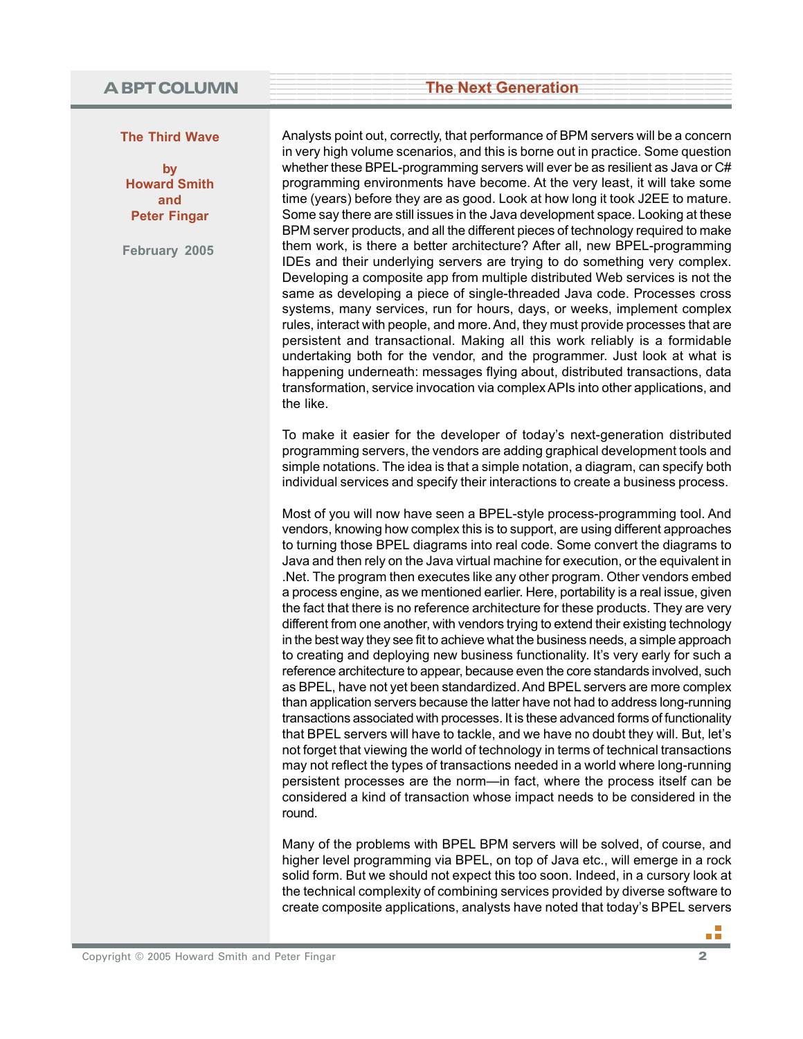Analysts point out, correctly, that performance of BPM servers will be a concern in very high volume scenarios, and this is borne out in practice. Some question whether these BPEL-programming servers will ever be as resilient as Java or C# programming environments have become. At the very least, it will take some time (years) before they are as good. Look at how long it took J2EE to mature. Some say there are still issues in the Java development space. Looking at these BPM server products, and all the different pieces of technology required to make them work, is there a better architecture? After all, new BPEL-programming IDEs and their underlying servers are trying to do something very complex. Developing a composite app from multiple distributed Web services is not the same as developing a piece of single-threaded Java code. Processes cross systems, many services, run for hours, days, or weeks, implement complex rules, interact with people, and more. And, they must provide processes that are persistent and transactional. Making all this work reliably is a formidable undertaking both for the vendor, and the programmer. Just look at what is happening underneath: messages flying about, distributed transactions, data transformation, service invocation via complex APIs into other applications, and the like.

To make it easier for the developer of today's next-generation distributed programming servers, the vendors are adding graphical development tools and simple notations. The idea is that a simple notation, a diagram, can specify both individual services and specify their interactions to create a business process.

Most of you will now have seen a BPEL-style process-programming tool. And vendors, knowing how complex this is to support, are using different approaches to turning those BPEL diagrams into real code. Some convert the diagrams to Java and then rely on the Java virtual machine for execution, or the equivalent in .Net. The program then executes like any other program. Other vendors embed a process engine, as we mentioned earlier. Here, portability is a real issue, given the fact that there is no reference architecture for these products. They are very different from one another, with vendors trying to extend their existing technology in the best way they see fit to achieve what the business needs, a simple approach to creating and deploying new business functionality. It's very early for such a reference architecture to appear, because even the core standards involved, such as BPEL, have not yet been standardized. And BPEL servers are more complex than application servers because the latter have not had to address long-running transactions associated with processes. It is these advanced forms of functionality that BPEL servers will have to tackle, and we have no doubt they will. But, let's not forget that viewing the world of technology in terms of technical transactions may not reflect the types of transactions needed in a world where long-running persistent processes are the norm—in fact, where the process itself can be considered a kind of transaction whose impact needs to be considered in the round.

Many of the problems with BPEL BPM servers will be solved, of course, and higher level programming via BPEL, on top of Java etc., will emerge in a rock solid form. But we should not expect this too soon. Indeed, in a cursory look at the technical complexity of combining services provided by diverse software to create composite applications, analysts have noted that today's BPEL servers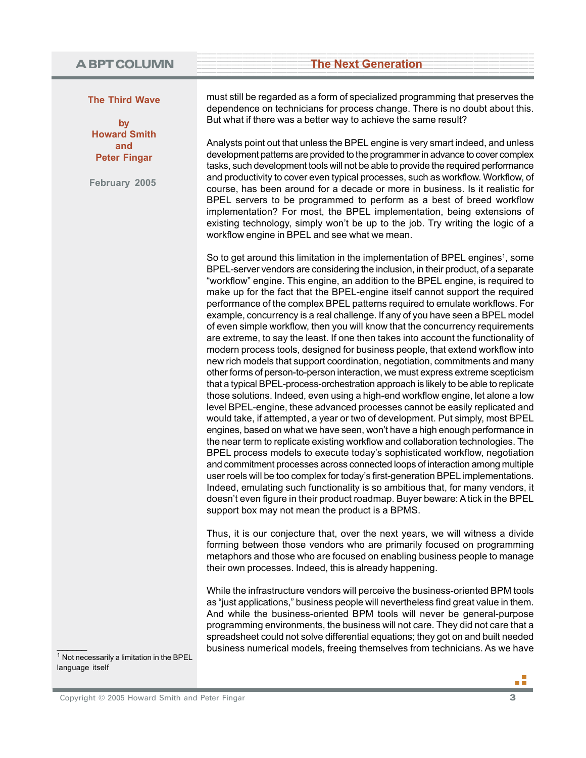must still be regarded as a form of specialized programming that preserves the dependence on technicians for process change. There is no doubt about this. But what if there was a better way to achieve the same result?

Analysts point out that unless the BPEL engine is very smart indeed, and unless development patterns are provided to the programmer in advance to cover complex tasks, such development tools will not be able to provide the required performance and productivity to cover even typical processes, such as workflow. Workflow, of course, has been around for a decade or more in business. Is it realistic for BPEL servers to be programmed to perform as a best of breed workflow implementation? For most, the BPEL implementation, being extensions of existing technology, simply won't be up to the job. Try writing the logic of a workflow engine in BPEL and see what we mean.

So to get around this limitation in the implementation of BPEL engines[1], some BPEL-server vendors are considering the inclusion, in their product, of a separate "workflow" engine. This engine, an addition to the BPEL engine, is required to make up for the fact that the BPEL-engine itself cannot support the required performance of the complex BPEL patterns required to emulate workflows. For example, concurrency is a real challenge. If any of you have seen a BPEL model of even simple workflow, then you will know that the concurrency requirements are extreme, to say the least. If one then takes into account the functionality of modern process tools, designed for business people, that extend workflow into new rich models that support coordination, negotiation, commitments and many other forms of person-to-person interaction, we must express extreme scepticism that a typical BPEL-process-orchestration approach is likely to be able to replicate those solutions. Indeed, even using a high-end workflow engine, let alone a low level BPEL-engine, these advanced processes cannot be easily replicated and would take, if attempted, a year or two of development. Put simply, most BPEL engines, based on what we have seen, won't have a high enough performance in the near term to replicate existing workflow and collaboration technologies. The BPEL process models to execute today's sophisticated workflow, negotiation and commitment processes across connected loops of interaction among multiple user roels will be too complex for today's first-generation BPEL implementations. Indeed, emulating such functionality is so ambitious that, for many vendors, it doesn't even figure in their product roadmap. Buyer beware: A tick in the BPEL support box may not mean the product is a BPMS.

Thus, it is our conjecture that, over the next years, we will witness a divide forming between those vendors who are primarily focused on programming metaphors and those who are focused on enabling business people to manage their own processes. Indeed, this is already happening.

While the infrastructure vendors will perceive the business-oriented BPM tools as "just applications," business people will nevertheless find great value in them. And while the business-oriented BPM tools will never be general-purpose programming environments, the business will not care. They did not care that a spreadsheet could not solve differential equations; they got on and built needed business numerical models, freeing themselves from technicians. As we have

---

[1] Not necessarily a limitation in the BPEL language itself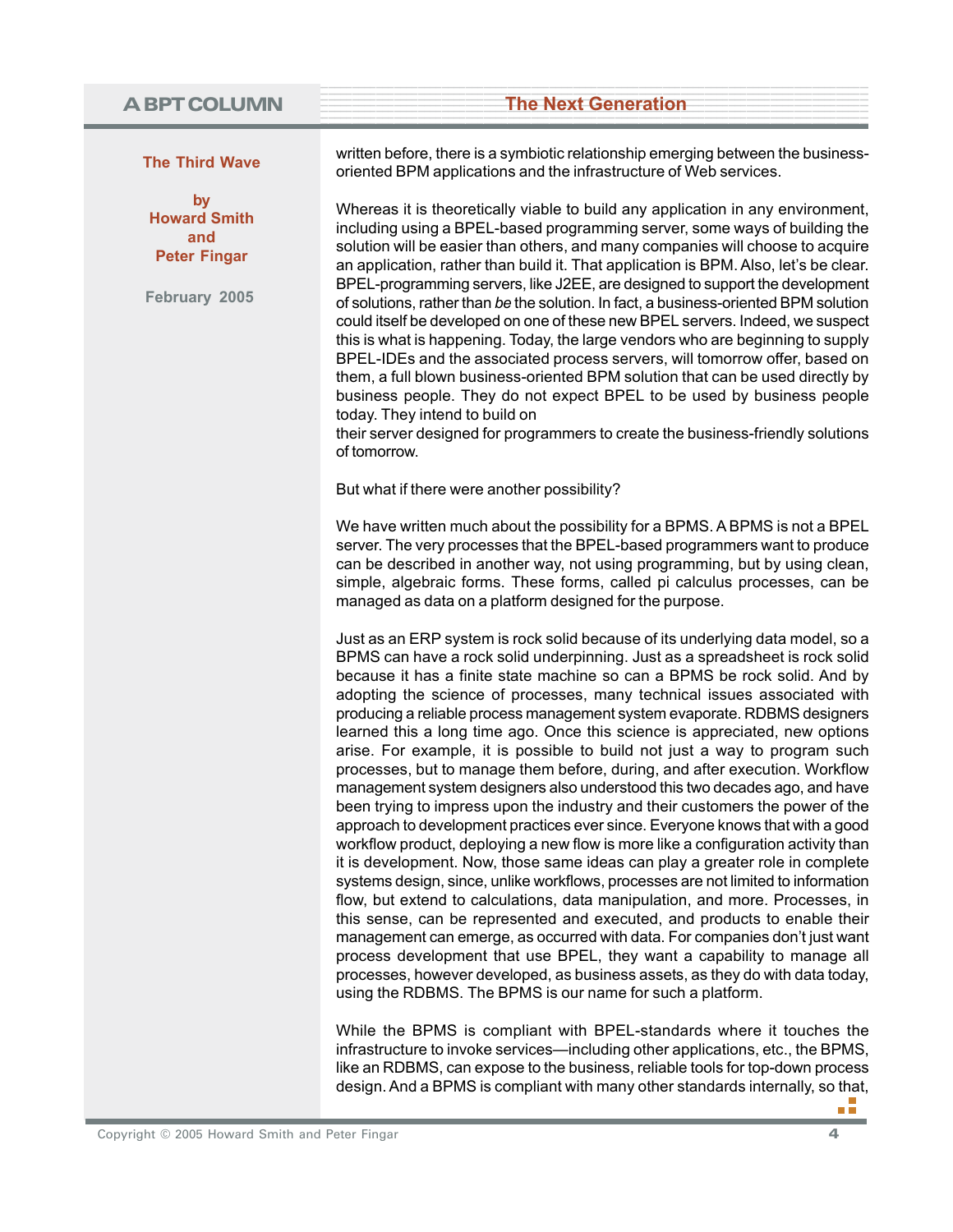written before, there is a symbiotic relationship emerging between the business-oriented BPM applications and the infrastructure of Web services.

Whereas it is theoretically viable to build any application in any environment, including using a BPEL-based programming server, some ways of building the solution will be easier than others, and many companies will choose to acquire an application, rather than build it. That application is BPM. Also, let's be clear. BPEL-programming servers, like J2EE, are designed to support the development of solutions, rather than *be* the solution. In fact, a business-oriented BPM solution could itself be developed on one of these new BPEL servers. Indeed, we suspect this is what is happening. Today, the large vendors who are beginning to supply BPEL-IDEs and the associated process servers, will tomorrow offer, based on them, a full blown business-oriented BPM solution that can be used directly by business people. They do not expect BPEL to be used by business people today. They intend to build on their server designed for programmers to create the business-friendly solutions of tomorrow.

But what if there were another possibility?

We have written much about the possibility for a BPMS. A BPMS is not a BPEL server. The very processes that the BPEL-based programmers want to produce can be described in another way, not using programming, but by using clean, simple, algebraic forms. These forms, called pi calculus processes, can be managed as data on a platform designed for the purpose.

Just as an ERP system is rock solid because of its underlying data model, so a BPMS can have a rock solid underpinning. Just as a spreadsheet is rock solid because it has a finite state machine so can a BPMS be rock solid. And by adopting the science of processes, many technical issues associated with producing a reliable process management system evaporate. RDBMS designers learned this a long time ago. Once this science is appreciated, new options arise. For example, it is possible to build not just a way to program such processes, but to manage them before, during, and after execution. Workflow management system designers also understood this two decades ago, and have been trying to impress upon the industry and their customers the power of the approach to development practices ever since. Everyone knows that with a good workflow product, deploying a new flow is more like a configuration activity than it is development. Now, those same ideas can play a greater role in complete systems design, since, unlike workflows, processes are not limited to information flow, but extend to calculations, data manipulation, and more. Processes, in this sense, can be represented and executed, and products to enable their management can emerge, as occurred with data. For companies don't just want process development that use BPEL, they want a capability to manage all processes, however developed, as business assets, as they do with data today, using the RDBMS. The BPMS is our name for such a platform.

While the BPMS is compliant with BPEL-standards where it touches the infrastructure to invoke services—including other applications, etc., the BPMS, like an RDBMS, can expose to the business, reliable tools for top-down process design. And a BPMS is compliant with many other standards internally, so that,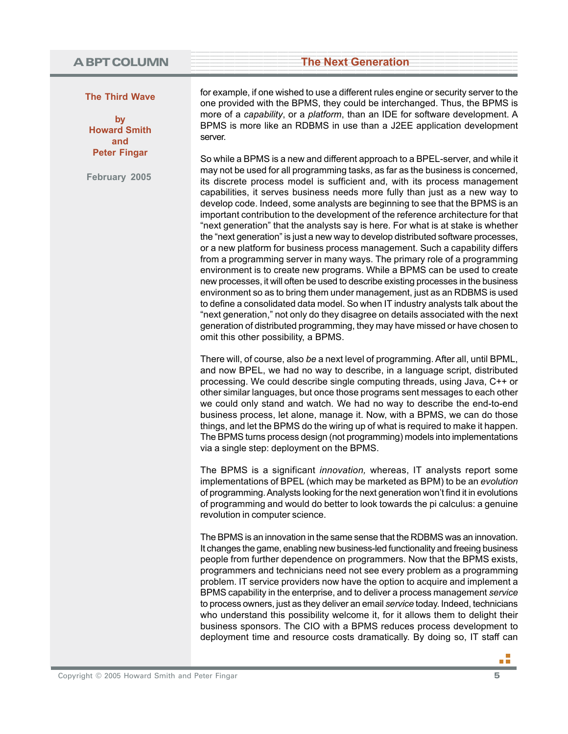for example, if one wished to use a different rules engine or security server to the one provided with the BPMS, they could be interchanged. Thus, the BPMS is more of a *capability*, or a *platform*, than an IDE for software development. A BPMS is more like an RDBMS in use than a J2EE application development server.

So while a BPMS is a new and different approach to a BPEL-server, and while it may not be used for all programming tasks, as far as the business is concerned, its discrete process model is sufficient and, with its process management capabilities, it serves business needs more fully than just as a new way to develop code. Indeed, some analysts are beginning to see that the BPMS is an important contribution to the development of the reference architecture for that "next generation" that the analysts say is here. For what is at stake is whether the "next generation" is just a new way to develop distributed software processes, or a new platform for business process management. Such a capability differs from a programming server in many ways. The primary role of a programming environment is to create new programs. While a BPMS can be used to create new processes, it will often be used to describe existing processes in the business environment so as to bring them under management, just as an RDBMS is used to define a consolidated data model. So when IT industry analysts talk about the "next generation," not only do they disagree on details associated with the next generation of distributed programming, they may have missed or have chosen to omit this other possibility, a BPMS.

There will, of course, also *be* a next level of programming. After all, until BPML, and now BPEL, we had no way to describe, in a language script, distributed processing. We could describe single computing threads, using Java, C++ or other similar languages, but once those programs sent messages to each other we could only stand and watch. We had no way to describe the end-to-end business process, let alone, manage it. Now, with a BPMS, we can do those things, and let the BPMS do the wiring up of what is required to make it happen. The BPMS turns process design (not programming) models into implementations via a single step: deployment on the BPMS.

The BPMS is a significant *innovation,* whereas, IT analysts report some implementations of BPEL (which may be marketed as BPM) to be an *evolution* of programming. Analysts looking for the next generation won't find it in evolutions of programming and would do better to look towards the pi calculus: a genuine revolution in computer science.

The BPMS is an innovation in the same sense that the RDBMS was an innovation. It changes the game, enabling new business-led functionality and freeing business people from further dependence on programmers. Now that the BPMS exists, programmers and technicians need not see every problem as a programming problem. IT service providers now have the option to acquire and implement a BPMS capability in the enterprise, and to deliver a process management *service* to process owners, just as they deliver an email *service* today. Indeed, technicians who understand this possibility welcome it, for it allows them to delight their business sponsors. The CIO with a BPMS reduces process development to deployment time and resource costs dramatically. By doing so, IT staff can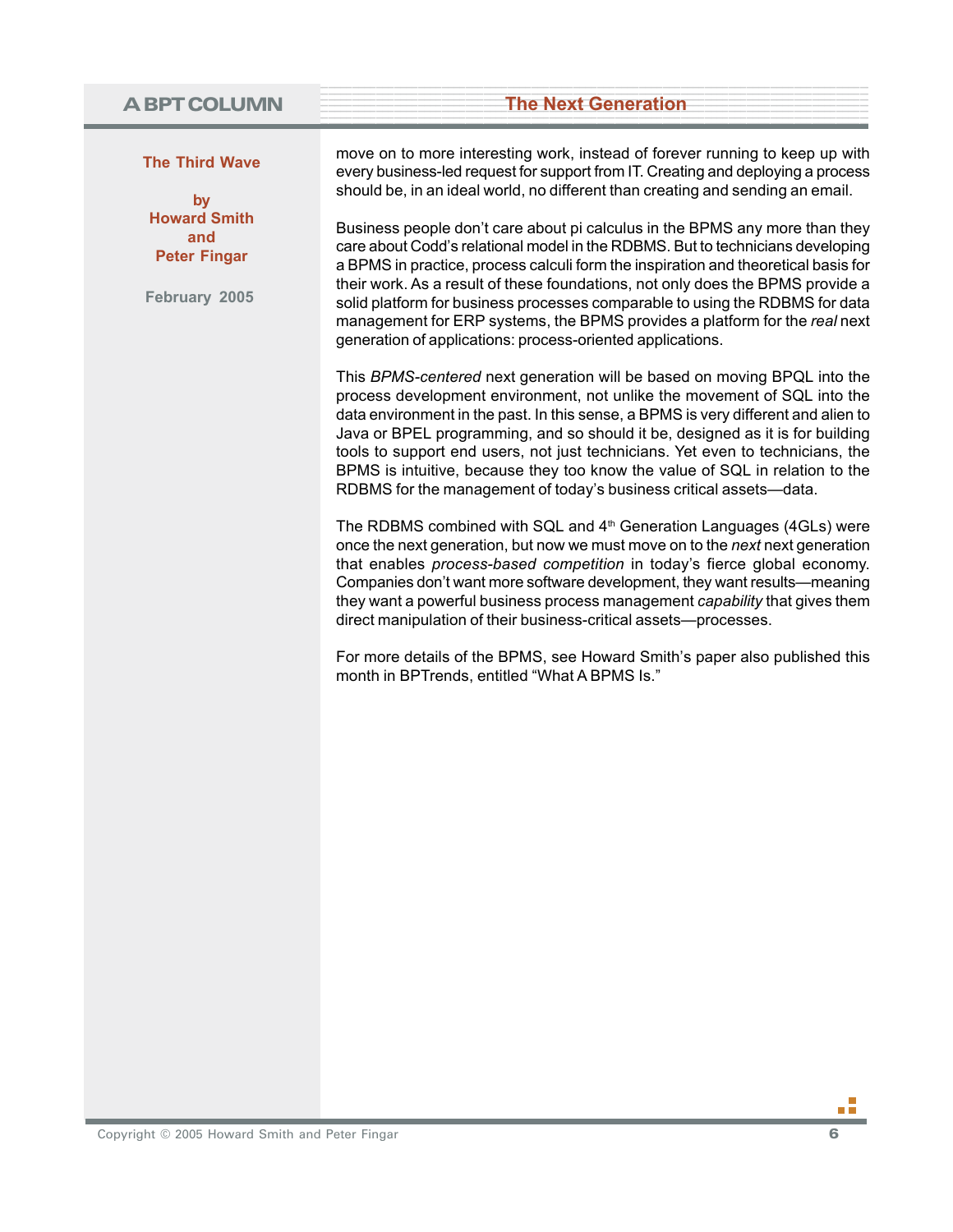move on to more interesting work, instead of forever running to keep up with every business-led request for support from IT. Creating and deploying a process should be, in an ideal world, no different than creating and sending an email.

Business people don't care about pi calculus in the BPMS any more than they care about Codd's relational model in the RDBMS. But to technicians developing a BPMS in practice, process calculi form the inspiration and theoretical basis for their work. As a result of these foundations, not only does the BPMS provide a solid platform for business processes comparable to using the RDBMS for data management for ERP systems, the BPMS provides a platform for the *real* next generation of applications: process-oriented applications.

This *BPMS-centered* next generation will be based on moving BPQL into the process development environment, not unlike the movement of SQL into the data environment in the past. In this sense, a BPMS is very different and alien to Java or BPEL programming, and so should it be, designed as it is for building tools to support end users, not just technicians. Yet even to technicians, the BPMS is intuitive, because they too know the value of SQL in relation to the RDBMS for the management of today's business critical assets—data.

The RDBMS combined with SQL and 4th Generation Languages (4GLs) were once the next generation, but now we must move on to the *next* next generation that enables *process-based competition* in today's fierce global economy. Companies don't want more software development, they want results—meaning they want a powerful business process management *capability* that gives them direct manipulation of their business-critical assets—processes.

For more details of the BPMS, see Howard Smith's paper also published this month in BPTrends, entitled "What A BPMS Is."